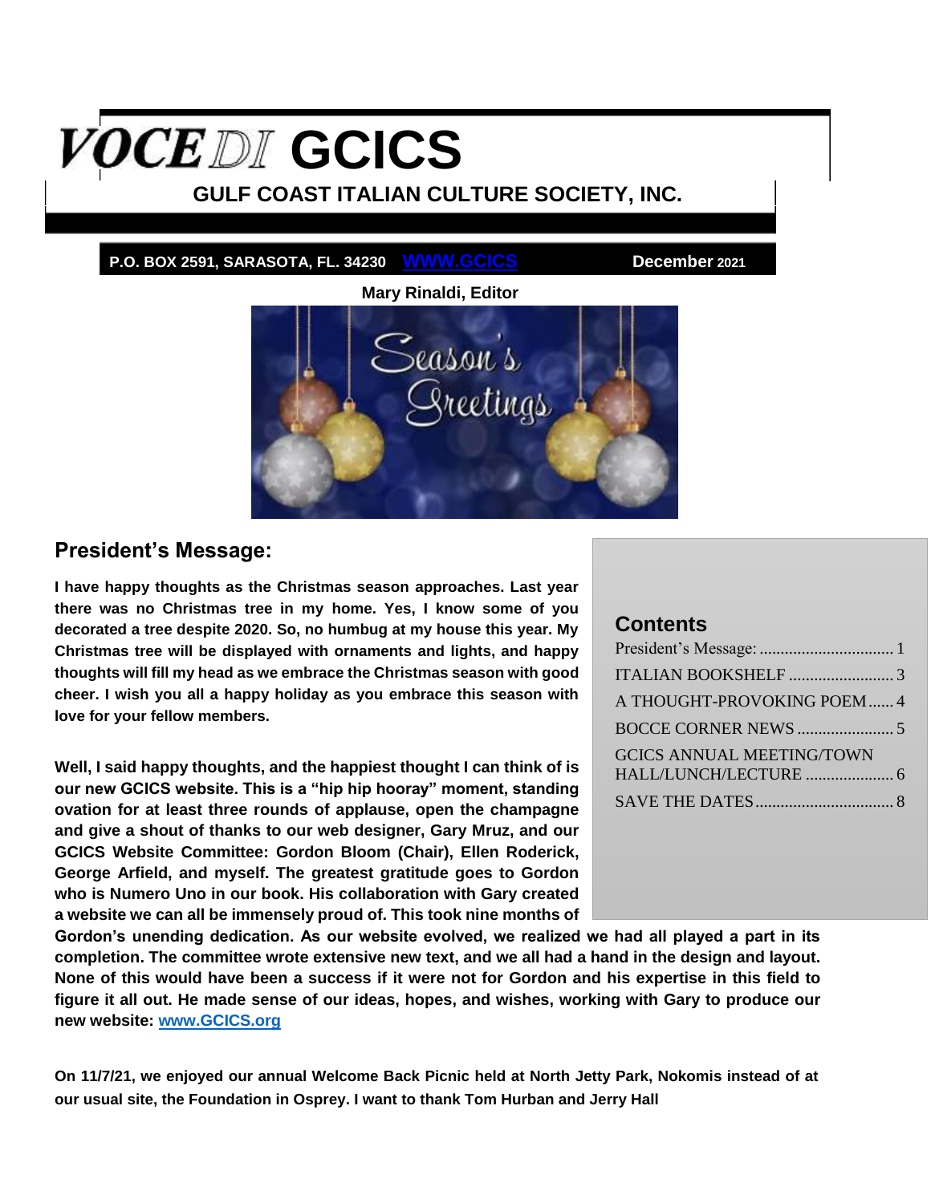# VOCE DI GCICS

## GULF COAST ITALIAN CULTURE SOCIETY, INC.

**P.O. BOX 2591, SARASOTA, FL. 34230** WWW.GCICS **December 2021**

**Mary Rinaldi, Editor**

## President's Message:

**I have happy thoughts as the Christmas season approaches. Last year there was no Christmas tree in my home. Yes, I know some of you decorated a tree despite 2020. So, no humbug at my house this year. My Christmas tree will be displayed with ornaments and lights, and happy thoughts will fill my head as we embrace the Christmas season with good cheer. I wish you all a happy holiday as you embrace this season with love for your fellow members.**

**Well, I said happy thoughts, and the happiest thought I can think of is our new GCICS website. This is a "hip hip hooray" moment, standing ovation for at least three rounds of applause, open the champagne and give a shout of thanks to our web designer, Gary Mruz, and our GCICS Website Committee: Gordon Bloom (Chair), Ellen Roderick, George Arfield, and myself. The greatest gratitude goes to Gordon who is Numero Uno in our book. His collaboration with Gary created a website we can all be immensely proud of. This took nine months of Gordon's unending dedication. As our website evolved, we realized we had all played a part in its completion. The committee wrote extensive new text, and we all had a hand in the design and layout. None of this would have been a success if it were not for Gordon and his expertise in this field to figure it all out. He made sense of our ideas, hopes, and wishes, working with Gary to produce our new website: www.GCICS.org**

**On 11/7/21, we enjoyed our annual Welcome Back Picnic held at North Jetty Park, Nokomis instead of at our usual site, the Foundation in Osprey. I want to thank Tom Hurban and Jerry Hall**

### Contents

- President's Message: ................................ 1
- ITALIAN BOOKSHELF ......................... 3
- A THOUGHT-PROVOKING POEM ...... 4
- BOCCE CORNER NEWS ....................... 5
- GCICS ANNUAL MEETING/TOWN HALL/LUNCH/LECTURE ..................... 6
- SAVE THE DATES ................................ 8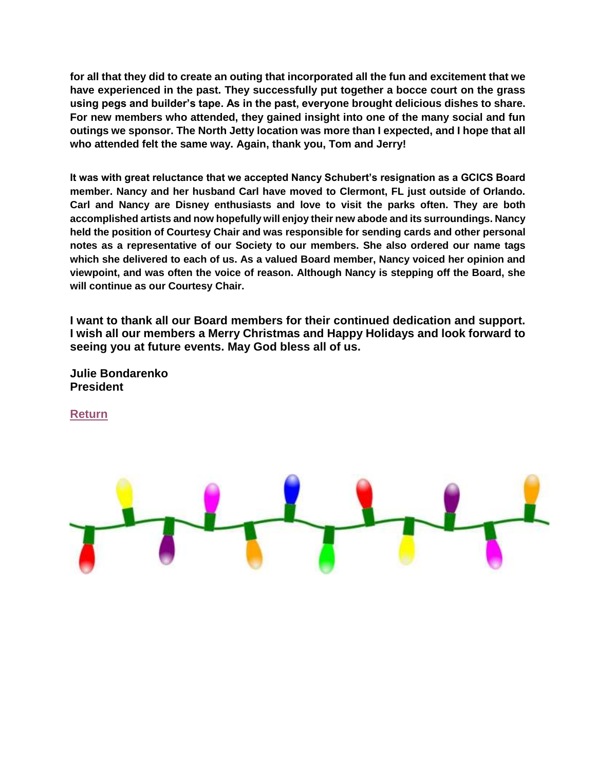**for all that they did to create an outing that incorporated all the fun and excitement that we have experienced in the past. They successfully put together a bocce court on the grass using pegs and builder's tape. As in the past, everyone brought delicious dishes to share. For new members who attended, they gained insight into one of the many social and fun outings we sponsor. The North Jetty location was more than I expected, and I hope that all who attended felt the same way. Again, thank you, Tom and Jerry!**

**It was with great reluctance that we accepted Nancy Schubert's resignation as a GCICS Board member. Nancy and her husband Carl have moved to Clermont, FL just outside of Orlando. Carl and Nancy are Disney enthusiasts and love to visit the parks often. They are both accomplished artists and now hopefully will enjoy their new abode and its surroundings. Nancy held the position of Courtesy Chair and was responsible for sending cards and other personal notes as a representative of our Society to our members. She also ordered our name tags which she delivered to each of us. As a valued Board member, Nancy voiced her opinion and viewpoint, and was often the voice of reason. Although Nancy is stepping off the Board, she will continue as our Courtesy Chair.**

**I want to thank all our Board members for their continued dedication and support. I wish all our members a Merry Christmas and Happy Holidays and look forward to seeing you at future events. May God bless all of us.**

**Julie Bondarenko**
**President**

**Return**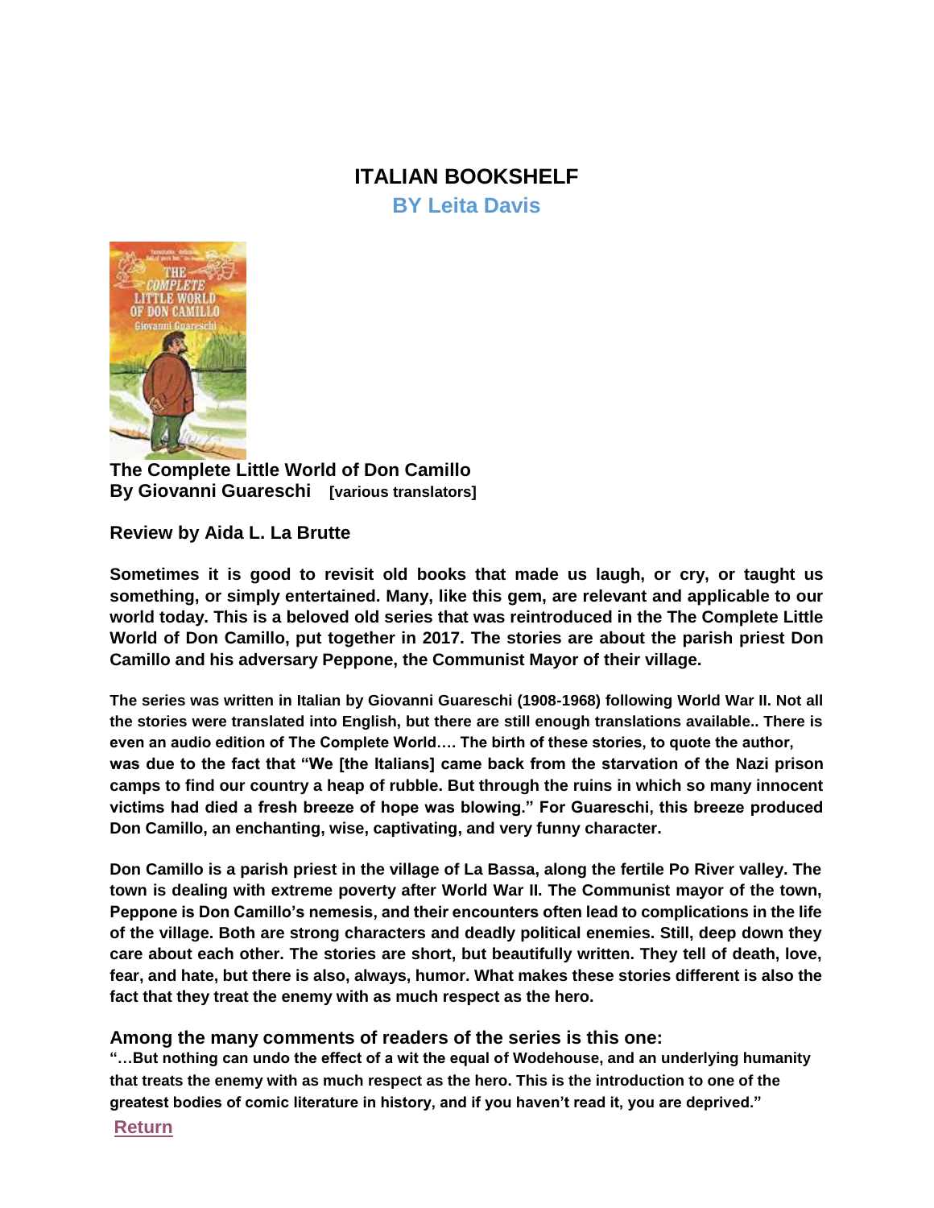# ITALIAN BOOKSHELF

**BY Leita Davis**

**The Complete Little World of Don Camillo**
**By Giovanni Guareschi** **[various translators]**

**Review by Aida L. La Brutte**

**Sometimes it is good to revisit old books that made us laugh, or cry, or taught us something, or simply entertained. Many, like this gem, are relevant and applicable to our world today. This is a beloved old series that was reintroduced in the The Complete Little World of Don Camillo, put together in 2017. The stories are about the parish priest Don Camillo and his adversary Peppone, the Communist Mayor of their village.**

**The series was written in Italian by Giovanni Guareschi (1908-1968) following World War II. Not all the stories were translated into English, but there are still enough translations available.. There is even an audio edition of The Complete World…. The birth of these stories, to quote the author, was due to the fact that "We [the Italians] came back from the starvation of the Nazi prison camps to find our country a heap of rubble. But through the ruins in which so many innocent victims had died a fresh breeze of hope was blowing." For Guareschi, this breeze produced Don Camillo, an enchanting, wise, captivating, and very funny character.**

**Don Camillo is a parish priest in the village of La Bassa, along the fertile Po River valley. The town is dealing with extreme poverty after World War II. The Communist mayor of the town, Peppone is Don Camillo's nemesis, and their encounters often lead to complications in the life of the village. Both are strong characters and deadly political enemies. Still, deep down they care about each other. The stories are short, but beautifully written. They tell of death, love, fear, and hate, but there is also, always, humor. What makes these stories different is also the fact that they treat the enemy with as much respect as the hero.**

**Among the many comments of readers of the series is this one:**
**"…But nothing can undo the effect of a wit the equal of Wodehouse, and an underlying humanity that treats the enemy with as much respect as the hero. This is the introduction to one of the greatest bodies of comic literature in history, and if you haven't read it, you are deprived."**

Return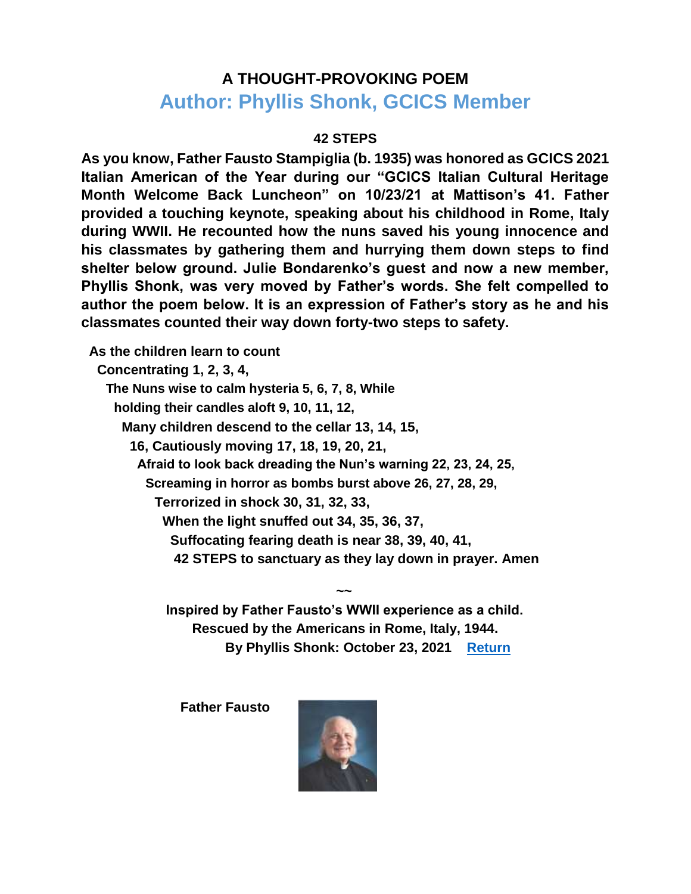## A THOUGHT-PROVOKING POEM

## Author: Phyllis Shonk, GCICS Member

### 42 STEPS

**As you know, Father Fausto Stampiglia (b. 1935) was honored as GCICS 2021 Italian American of the Year during our "GCICS Italian Cultural Heritage Month Welcome Back Luncheon" on 10/23/21 at Mattison's 41. Father provided a touching keynote, speaking about his childhood in Rome, Italy during WWII. He recounted how the nuns saved his young innocence and his classmates by gathering them and hurrying them down steps to find shelter below ground. Julie Bondarenko's guest and now a new member, Phyllis Shonk, was very moved by Father's words. She felt compelled to author the poem below. It is an expression of Father's story as he and his classmates counted their way down forty-two steps to safety.**

**As the children learn to count**
**Concentrating 1, 2, 3, 4,**
**The Nuns wise to calm hysteria 5, 6, 7, 8, While**
**holding their candles aloft 9, 10, 11, 12,**
**Many children descend to the cellar 13, 14, 15,**
**16, Cautiously moving 17, 18, 19, 20, 21,**
**Afraid to look back dreading the Nun's warning 22, 23, 24, 25,**
**Screaming in horror as bombs burst above 26, 27, 28, 29,**
**Terrorized in shock 30, 31, 32, 33,**
**When the light snuffed out 34, 35, 36, 37,**
**Suffocating fearing death is near 38, 39, 40, 41,**
**42 STEPS to sanctuary as they lay down in prayer. Amen**

~~

**Inspired by Father Fausto's WWII experience as a child.**
**Rescued by the Americans in Rome, Italy, 1944.**
**By Phyllis Shonk: October 23, 2021** Return

**Father Fausto**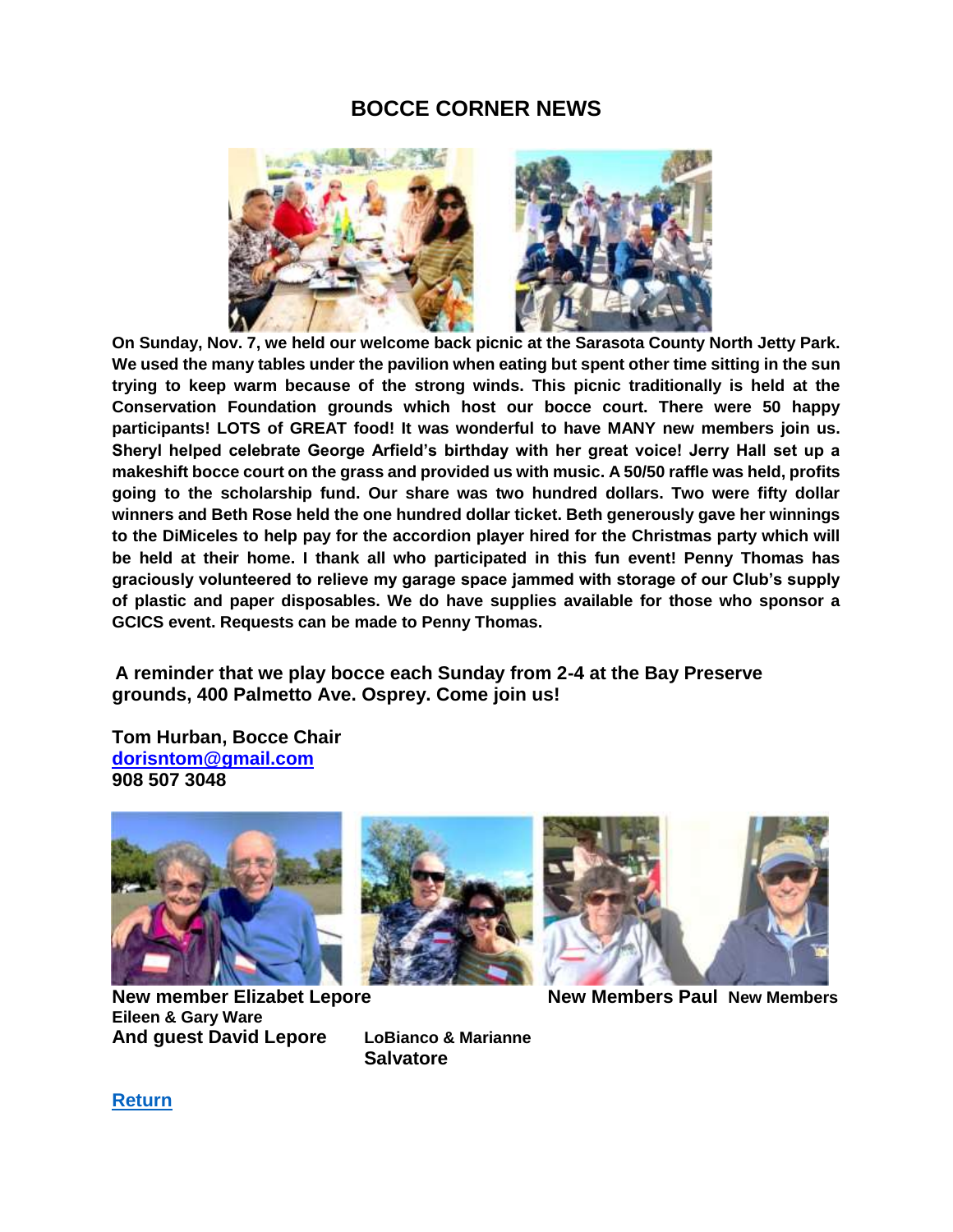## BOCCE CORNER NEWS

**On Sunday, Nov. 7, we held our welcome back picnic at the Sarasota County North Jetty Park. We used the many tables under the pavilion when eating but spent other time sitting in the sun trying to keep warm because of the strong winds. This picnic traditionally is held at the Conservation Foundation grounds which host our bocce court. There were 50 happy participants! LOTS of GREAT food! It was wonderful to have MANY new members join us. Sheryl helped celebrate George Arfield's birthday with her great voice! Jerry Hall set up a makeshift bocce court on the grass and provided us with music. A 50/50 raffle was held, profits going to the scholarship fund. Our share was two hundred dollars. Two were fifty dollar winners and Beth Rose held the one hundred dollar ticket. Beth generously gave her winnings to the DiMiceles to help pay for the accordion player hired for the Christmas party which will be held at their home. I thank all who participated in this fun event! Penny Thomas has graciously volunteered to relieve my garage space jammed with storage of our Club's supply of plastic and paper disposables. We do have supplies available for those who sponsor a GCICS event. Requests can be made to Penny Thomas.**

**A reminder that we play bocce each Sunday from 2-4 at the Bay Preserve grounds, 400 Palmetto Ave. Osprey. Come join us!**

**Tom Hurban, Bocce Chair**
**[dorisntom@gmail.com](mailto:dorisntom@gmail.com)**
**908 507 3048**

**New member Elizabet Lepore And guest David Lepore**

**New Members Eileen & Gary Ware**

**New Members Paul LoBianco & Marianne Salvatore**

[Return]()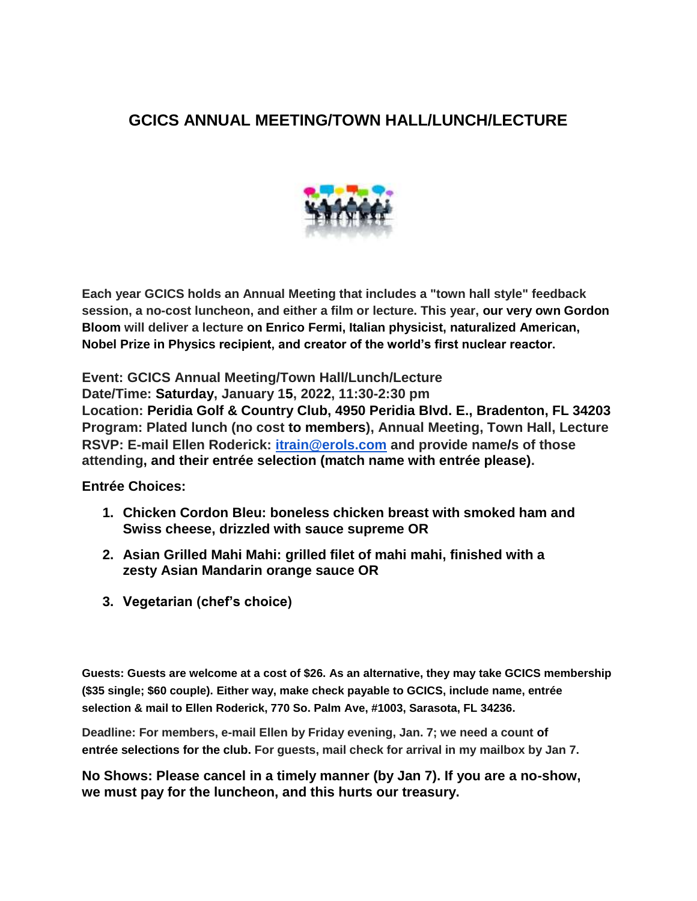# GCICS ANNUAL MEETING/TOWN HALL/LUNCH/LECTURE

**Each year GCICS holds an Annual Meeting that includes a "town hall style" feedback session, a no-cost luncheon, and either a film or lecture. This year, our very own Gordon Bloom will deliver a lecture on Enrico Fermi, Italian physicist, naturalized American, Nobel Prize in Physics recipient, and creator of the world's first nuclear reactor.**

**Event: GCICS Annual Meeting/Town Hall/Lunch/Lecture**
**Date/Time: Saturday, January 15, 2022, 11:30-2:30 pm**
**Location: Peridia Golf & Country Club, 4950 Peridia Blvd. E., Bradenton, FL 34203**
**Program: Plated lunch (no cost to members), Annual Meeting, Town Hall, Lecture**
**RSVP: E-mail Ellen Roderick: [itrain@erols.com](mailto:itrain@erols.com) and provide name/s of those attending, and their entrée selection (match name with entrée please).**

**Entrée Choices:**

1. **Chicken Cordon Bleu: boneless chicken breast with smoked ham and Swiss cheese, drizzled with sauce supreme OR**
2. **Asian Grilled Mahi Mahi: grilled filet of mahi mahi, finished with a zesty Asian Mandarin orange sauce OR**
3. **Vegetarian (chef's choice)**

**Guests: Guests are welcome at a cost of $26. As an alternative, they may take GCICS membership ($35 single; $60 couple). Either way, make check payable to GCICS, include name, entrée selection & mail to Ellen Roderick, 770 So. Palm Ave, #1003, Sarasota, FL 34236.**

**Deadline: For members, e-mail Ellen by Friday evening, Jan. 7; we need a count of entrée selections for the club. For guests, mail check for arrival in my mailbox by Jan 7.**

**No Shows: Please cancel in a timely manner (by Jan 7). If you are a no-show, we must pay for the luncheon, and this hurts our treasury.**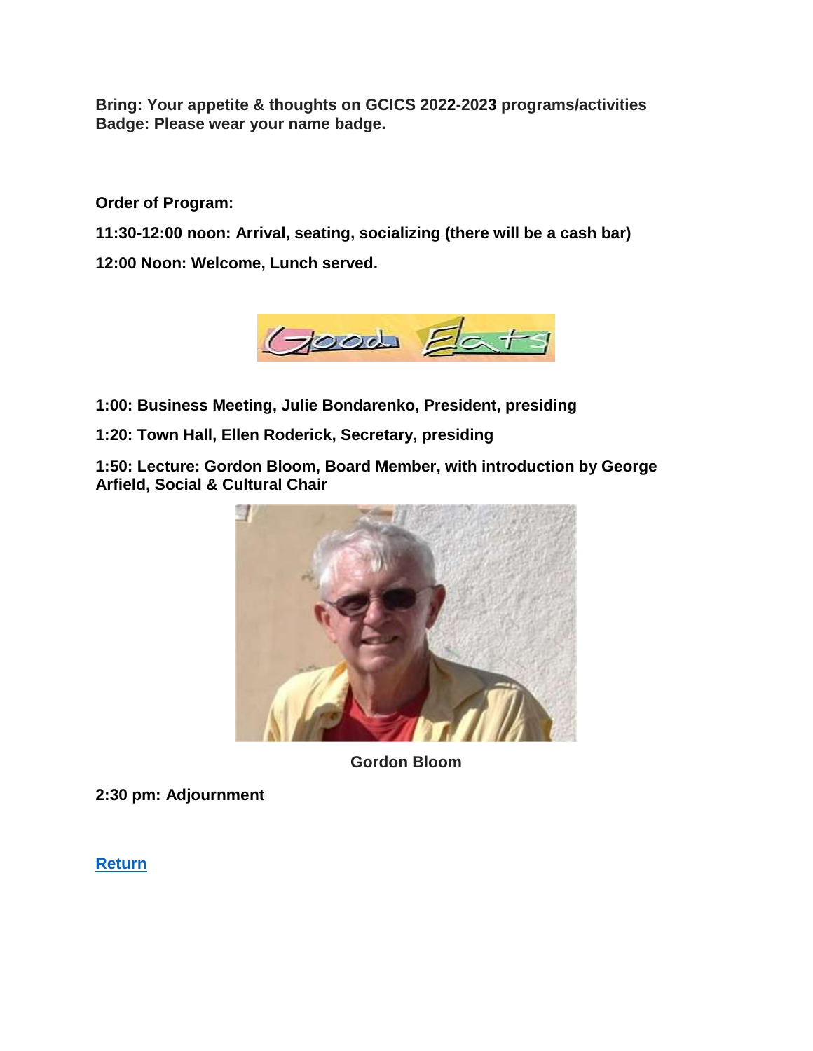**Bring: Your appetite & thoughts on GCICS 2022-2023 programs/activities**
**Badge: Please wear your name badge.**

**Order of Program:**

**11:30-12:00 noon: Arrival, seating, socializing (there will be a cash bar)**

**12:00 Noon: Welcome, Lunch served.**

**1:00: Business Meeting, Julie Bondarenko, President, presiding**

**1:20: Town Hall, Ellen Roderick, Secretary, presiding**

**1:50: Lecture: Gordon Bloom, Board Member, with introduction by George Arfield, Social & Cultural Chair**

**Gordon Bloom**

**2:30 pm: Adjournment**

Return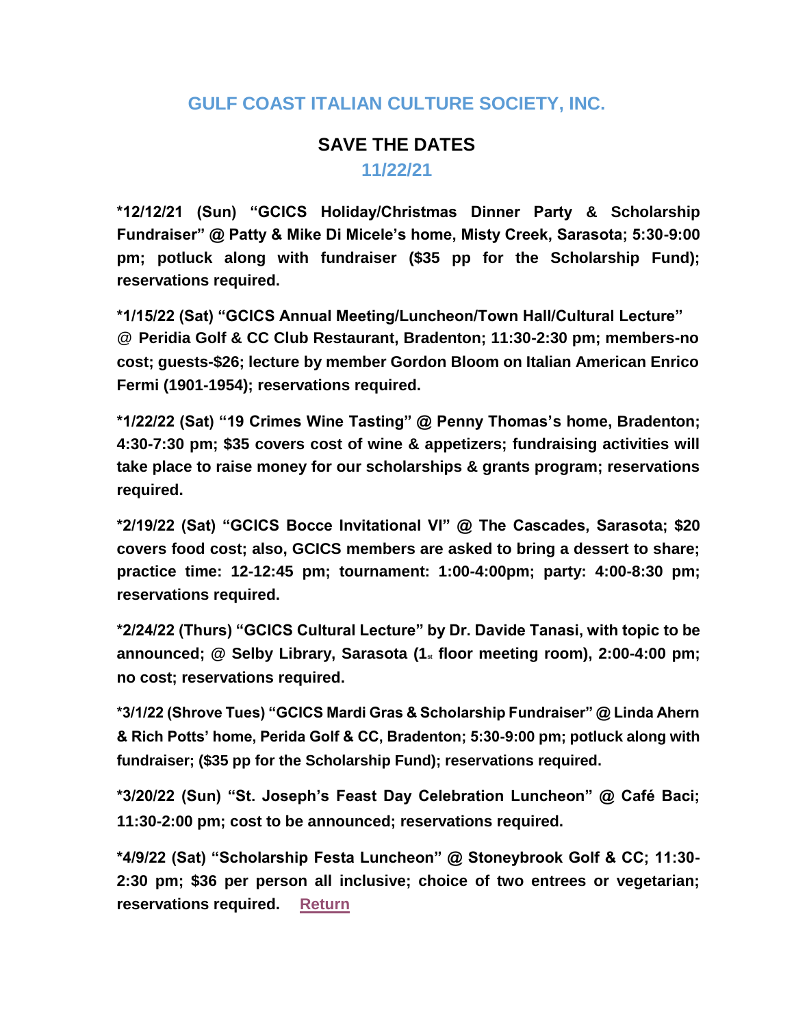# GULF COAST ITALIAN CULTURE SOCIETY, INC.

## SAVE THE DATES

### 11/22/21

**\*12/12/21 (Sun) "GCICS Holiday/Christmas Dinner Party & Scholarship Fundraiser" @ Patty & Mike Di Micele's home, Misty Creek, Sarasota; 5:30-9:00 pm; potluck along with fundraiser ($35 pp for the Scholarship Fund); reservations required.**

**\*1/15/22 (Sat) "GCICS Annual Meeting/Luncheon/Town Hall/Cultural Lecture" @ Peridia Golf & CC Club Restaurant, Bradenton; 11:30-2:30 pm; members-no cost; guests-$26; lecture by member Gordon Bloom on Italian American Enrico Fermi (1901-1954); reservations required.**

**\*1/22/22 (Sat) "19 Crimes Wine Tasting" @ Penny Thomas's home, Bradenton; 4:30-7:30 pm; $35 covers cost of wine & appetizers; fundraising activities will take place to raise money for our scholarships & grants program; reservations required.**

**\*2/19/22 (Sat) "GCICS Bocce Invitational VI" @ The Cascades, Sarasota; $20 covers food cost; also, GCICS members are asked to bring a dessert to share; practice time: 12-12:45 pm; tournament: 1:00-4:00pm; party: 4:00-8:30 pm; reservations required.**

**\*2/24/22 (Thurs) "GCICS Cultural Lecture" by Dr. Davide Tanasi, with topic to be announced; @ Selby Library, Sarasota (1st floor meeting room), 2:00-4:00 pm; no cost; reservations required.**

**\*3/1/22 (Shrove Tues) "GCICS Mardi Gras & Scholarship Fundraiser" @ Linda Ahern & Rich Potts' home, Perida Golf & CC, Bradenton; 5:30-9:00 pm; potluck along with fundraiser; ($35 pp for the Scholarship Fund); reservations required.**

**\*3/20/22 (Sun) "St. Joseph's Feast Day Celebration Luncheon" @ Café Baci; 11:30-2:00 pm; cost to be announced; reservations required.**

**\*4/9/22 (Sat) "Scholarship Festa Luncheon" @ Stoneybrook Golf & CC; 11:30-2:30 pm; $36 per person all inclusive; choice of two entrees or vegetarian; reservations required.** Return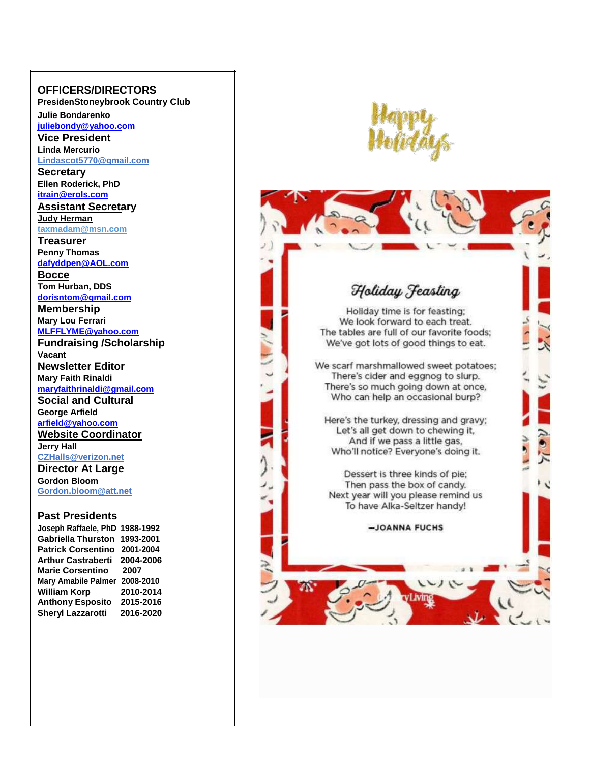## OFFICERS/DIRECTORS

**PresidenStoneybrook Country Club**

**Julie Bondarenko**

juliebondy@yahoo.com

### Vice President

**Linda Mercurio**

Lindascot5770@gmail.com

### Secretary

**Ellen Roderick, PhD**

itrain@erols.com

### Assistant Secretary

**Judy Herman**

taxmadam@msn.com

### Treasurer

**Penny Thomas**

dafyddpen@AOL.com

### Bocce

**Tom Hurban, DDS**

dorisntom@gmail.com

### Membership

**Mary Lou Ferrari**

MLFFLYME@yahoo.com

### Fundraising /Scholarship

**Vacant**

### Newsletter Editor

**Mary Faith Rinaldi**

maryfaithrinaldi@gmail.com

### Social and Cultural

**George Arfield**

arfield@yahoo.com

### Website Coordinator

**Jerry Hall**

CZHalls@verizon.net

### Director At Large

**Gordon Bloom**

Gordon.bloom@att.net

### Past Presidents

| | |
|---|---|
| Joseph Raffaele, PhD | 1988-1992 |
| Gabriella Thurston | 1993-2001 |
| Patrick Corsentino | 2001-2004 |
| Arthur Castraberti | 2004-2006 |
| Marie Corsentino | 2007 |
| Mary Amabile Palmer | 2008-2010 |
| William Korp | 2010-2014 |
| Anthony Esposito | 2015-2016 |
| Sheryl Lazzarotti | 2016-2020 |

**Happy Holidays**

## *Holiday Feasting*

Holiday time is for feasting;
We look forward to each treat.
The tables are full of our favorite foods;
We've got lots of good things to eat.

We scarf marshmallowed sweet potatoes;
There's cider and eggnog to slurp.
There's so much going down at once,
Who can help an occasional burp?

Here's the turkey, dressing and gravy;
Let's all get down to chewing it,
And if we pass a little gas,
Who'll notice? Everyone's doing it.

Dessert is three kinds of pie;
Then pass the box of candy.
Next year will you please remind us
To have Alka-Seltzer handy!

—JOANNA FUCHS